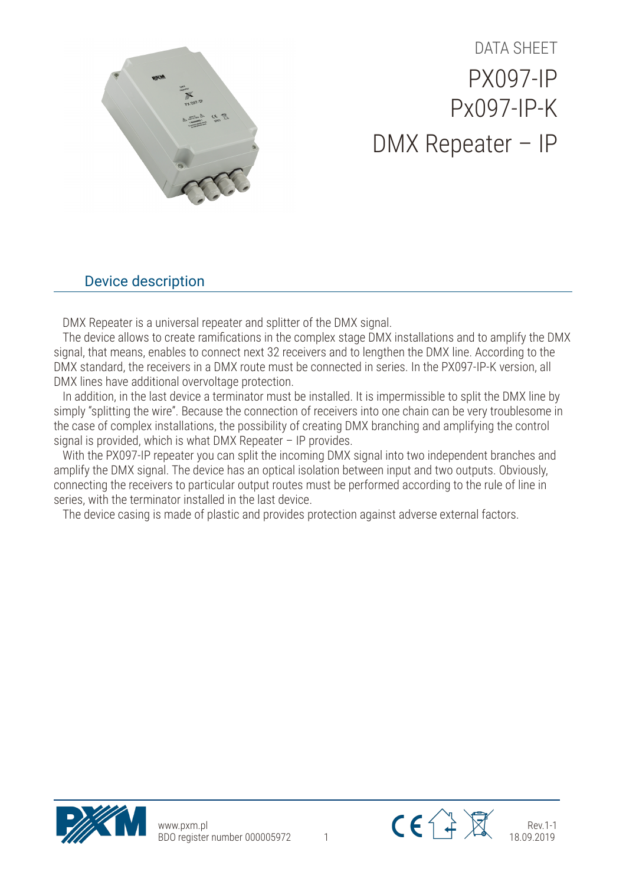DATA SHEET

# PX097-IP
# Px097-IP-K
# DMX Repeater – IP

## Device description

DMX Repeater is a universal repeater and splitter of the DMX signal.

The device allows to create ramifications in the complex stage DMX installations and to amplify the DMX signal, that means, enables to connect next 32 receivers and to lengthen the DMX line. According to the DMX standard, the receivers in a DMX route must be connected in series. In the PX097-IP-K version, all DMX lines have additional overvoltage protection.

In addition, in the last device a terminator must be installed. It is impermissible to split the DMX line by simply "splitting the wire". Because the connection of receivers into one chain can be very troublesome in the case of complex installations, the possibility of creating DMX branching and amplifying the control signal is provided, which is what DMX Repeater – IP provides.

With the PX097-IP repeater you can split the incoming DMX signal into two independent branches and amplify the DMX signal. The device has an optical isolation between input and two outputs. Obviously, connecting the receivers to particular output routes must be performed according to the rule of line in series, with the terminator installed in the last device.

The device casing is made of plastic and provides protection against adverse external factors.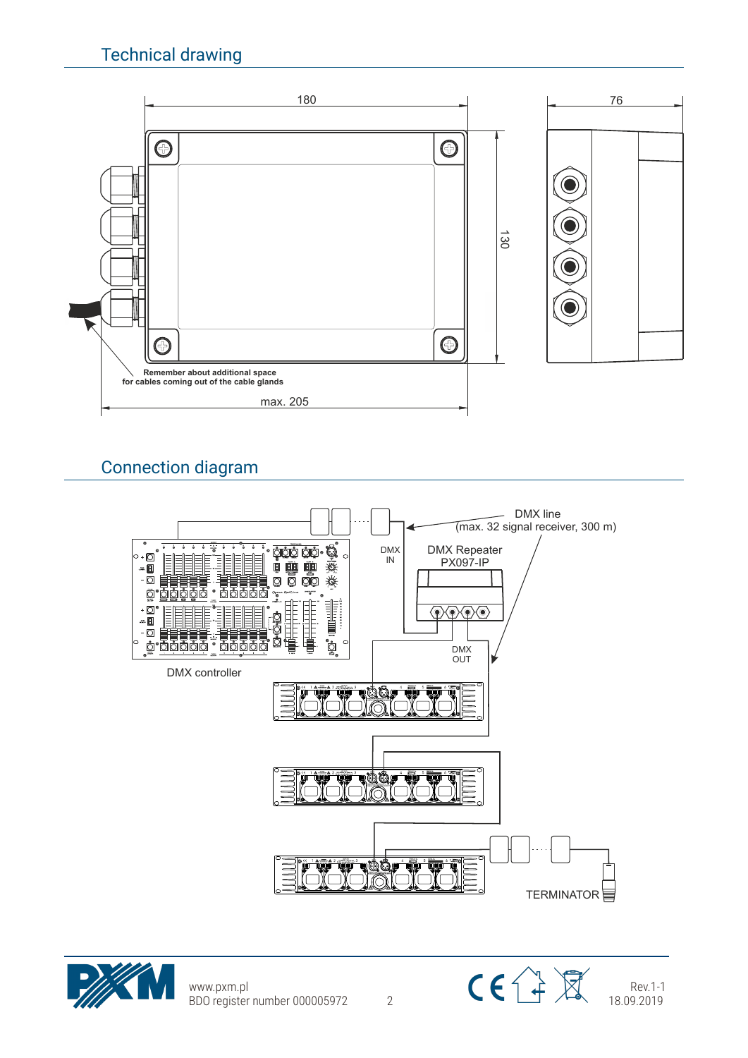## Technical drawing

180

76

130

Remember about additional space
for cables coming out of the cable glands

max. 205

## Connection diagram

DMX line
(max. 32 signal receiver, 300 m)

DMX IN

DMX Repeater
PX097-IP

DMX OUT

DMX controller

TERMINATOR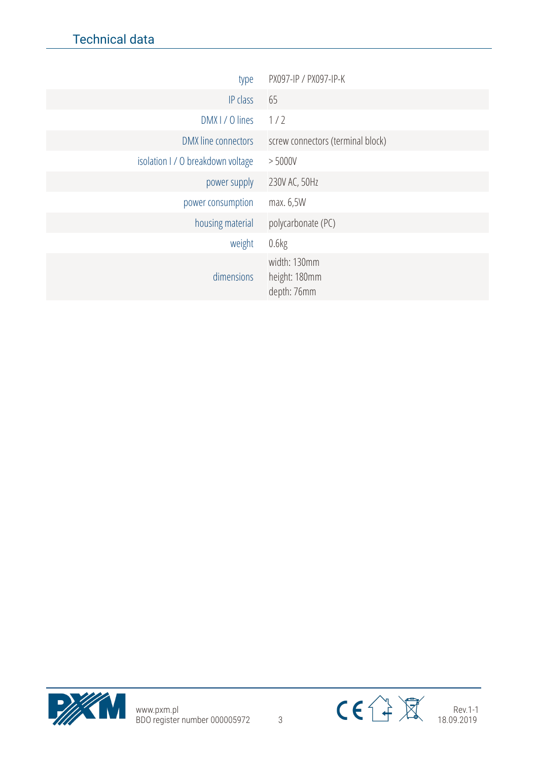## Technical data

| | |
|---|---|
| type | PX097-IP / PX097-IP-K |
| IP class | 65 |
| DMX I / O lines | 1 / 2 |
| DMX line connectors | screw connectors (terminal block) |
| isolation I / O breakdown voltage | > 5000V |
| power supply | 230V AC, 50Hz |
| power consumption | max. 6,5W |
| housing material | polycarbonate (PC) |
| weight | 0.6kg |
| dimensions | width: 130mm<br>height: 180mm<br>depth: 76mm |

www.pxm.pl
BDO register number 000005972

Rev.1-1
18.09.2019